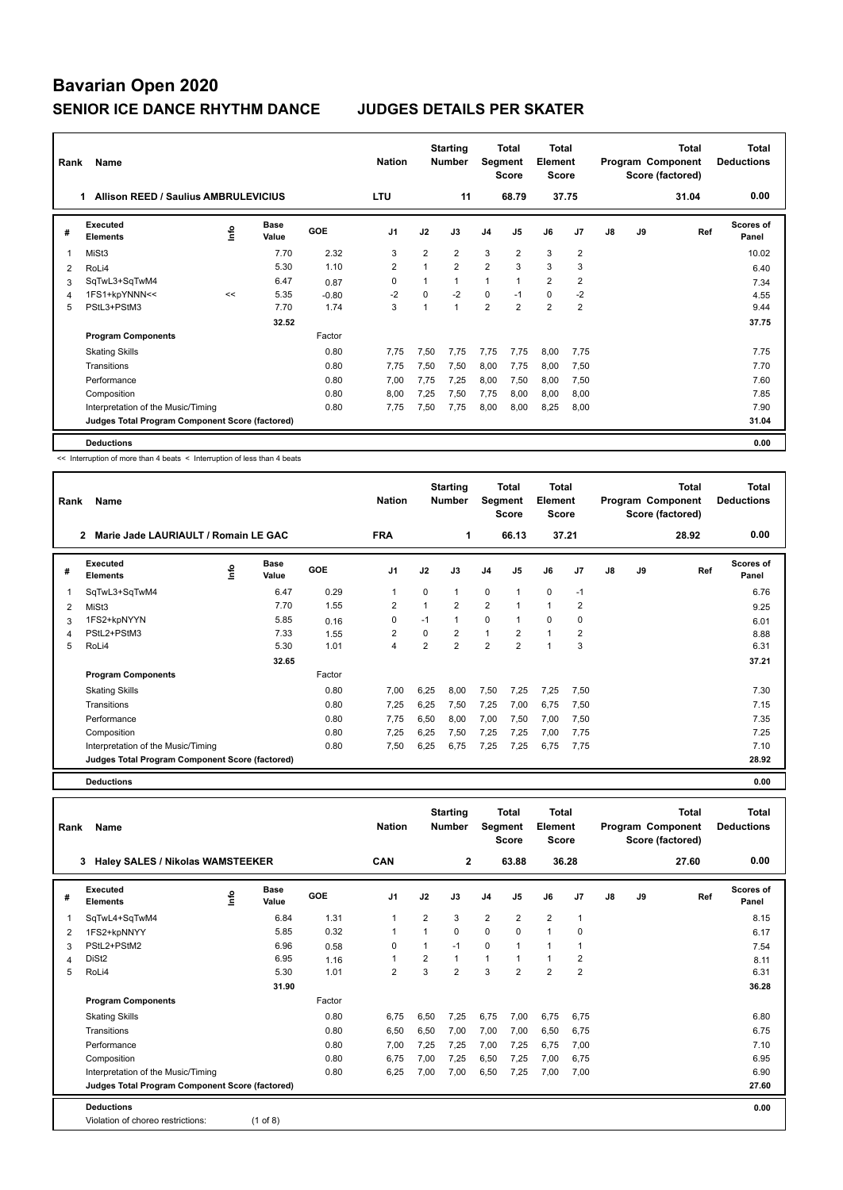# Bavarian Open 2020

## SENIOR ICE DANCE RHYTHM DANCE JUDGES DETAILS PER SKATER

| Rank | Name | Nation | Starting Number | Total Segment Score | Total Element Score | Total Program Component Score (factored) | Total Deductions |
|---|---|---|---|---|---|---|---|
| 1 | Allison REED / Saulius AMBRULEVICIUS | LTU | 11 | 68.79 | 37.75 | 31.04 | 0.00 |

| # | Executed Elements | Info | Base Value | GOE | J1 | J2 | J3 | J4 | J5 | J6 | J7 | J8 | J9 | Ref | Scores of Panel |
|---|---|---|---|---|---|---|---|---|---|---|---|---|---|---|---|
| 1 | MiSt3 | | 7.70 | 2.32 | 3 | 2 | 2 | 3 | 2 | 3 | 2 | | | | 10.02 |
| 2 | RoLi4 | | 5.30 | 1.10 | 2 | 1 | 2 | 2 | 3 | 3 | 3 | | | | 6.40 |
| 3 | SqTwL3+SqTwM4 | | 6.47 | 0.87 | 0 | 1 | 1 | 1 | 1 | 2 | 2 | | | | 7.34 |
| 4 | 1FS1+kpYNNN<< | << | 5.35 | -0.80 | -2 | 0 | -2 | 0 | -1 | 0 | -2 | | | | 4.55 |
| 5 | PStL3+PStM3 | | 7.70 | 1.74 | 3 | 1 | 1 | 2 | 2 | 2 | 2 | | | | 9.44 |
| | | | 32.52 | | | | | | | | | | | | 37.75 |

| Program Components | Factor | J1 | J2 | J3 | J4 | J5 | J6 | J7 | J8 | J9 | Scores of Panel |
|---|---|---|---|---|---|---|---|---|---|---|---|
| Skating Skills | 0.80 | 7,75 | 7,50 | 7,75 | 7,75 | 7,75 | 8,00 | 7,75 | | | 7.75 |
| Transitions | 0.80 | 7,75 | 7,50 | 7,50 | 8,00 | 7,75 | 8,00 | 7,50 | | | 7.70 |
| Performance | 0.80 | 7,00 | 7,75 | 7,25 | 8,00 | 7,50 | 8,00 | 7,50 | | | 7.60 |
| Composition | 0.80 | 8,00 | 7,25 | 7,50 | 7,75 | 8,00 | 8,00 | 8,00 | | | 7.85 |
| Interpretation of the Music/Timing | 0.80 | 7,75 | 7,50 | 7,75 | 8,00 | 8,00 | 8,25 | 8,00 | | | 7.90 |
| Judges Total Program Component Score (factored) | | | | | | | | | | | 31.04 |

**Deductions** 0.00

<< Interruption of more than 4 beats < Interruption of less than 4 beats

| Rank | Name | Nation | Starting Number | Total Segment Score | Total Element Score | Total Program Component Score (factored) | Total Deductions |
|---|---|---|---|---|---|---|---|
| 2 | Marie Jade LAURIAULT / Romain LE GAC | FRA | 1 | 66.13 | 37.21 | 28.92 | 0.00 |

| # | Executed Elements | Info | Base Value | GOE | J1 | J2 | J3 | J4 | J5 | J6 | J7 | J8 | J9 | Ref | Scores of Panel |
|---|---|---|---|---|---|---|---|---|---|---|---|---|---|---|---|
| 1 | SqTwL3+SqTwM4 | | 6.47 | 0.29 | 1 | 0 | 1 | 0 | 1 | 0 | -1 | | | | 6.76 |
| 2 | MiSt3 | | 7.70 | 1.55 | 2 | 1 | 2 | 2 | 1 | 1 | 2 | | | | 9.25 |
| 3 | 1FS2+kpNYYN | | 5.85 | 0.16 | 0 | -1 | 1 | 0 | 1 | 0 | 0 | | | | 6.01 |
| 4 | PStL2+PStM3 | | 7.33 | 1.55 | 2 | 0 | 2 | 1 | 2 | 1 | 2 | | | | 8.88 |
| 5 | RoLi4 | | 5.30 | 1.01 | 4 | 2 | 2 | 2 | 2 | 1 | 3 | | | | 6.31 |
| | | | 32.65 | | | | | | | | | | | | 37.21 |

| Program Components | Factor | J1 | J2 | J3 | J4 | J5 | J6 | J7 | J8 | J9 | Scores of Panel |
|---|---|---|---|---|---|---|---|---|---|---|---|
| Skating Skills | 0.80 | 7,00 | 6,25 | 8,00 | 7,50 | 7,25 | 7,25 | 7,50 | | | 7.30 |
| Transitions | 0.80 | 7,25 | 6,25 | 7,50 | 7,25 | 7,00 | 6,75 | 7,50 | | | 7.15 |
| Performance | 0.80 | 7,75 | 6,50 | 8,00 | 7,00 | 7,50 | 7,00 | 7,50 | | | 7.35 |
| Composition | 0.80 | 7,25 | 6,25 | 7,50 | 7,25 | 7,25 | 7,00 | 7,75 | | | 7.25 |
| Interpretation of the Music/Timing | 0.80 | 7,50 | 6,25 | 6,75 | 7,25 | 7,25 | 6,75 | 7,75 | | | 7.10 |
| Judges Total Program Component Score (factored) | | | | | | | | | | | 28.92 |

**Deductions** 0.00

| Rank | Name | Nation | Starting Number | Total Segment Score | Total Element Score | Total Program Component Score (factored) | Total Deductions |
|---|---|---|---|---|---|---|---|
| 3 | Haley SALES / Nikolas WAMSTEEKER | CAN | 2 | 63.88 | 36.28 | 27.60 | 0.00 |

| # | Executed Elements | Info | Base Value | GOE | J1 | J2 | J3 | J4 | J5 | J6 | J7 | J8 | J9 | Ref | Scores of Panel |
|---|---|---|---|---|---|---|---|---|---|---|---|---|---|---|---|
| 1 | SqTwL4+SqTwM4 | | 6.84 | 1.31 | 1 | 2 | 3 | 2 | 2 | 2 | 1 | | | | 8.15 |
| 2 | 1FS2+kpNNYY | | 5.85 | 0.32 | 1 | 1 | 0 | 0 | 0 | 1 | 0 | | | | 6.17 |
| 3 | PStL2+PStM2 | | 6.96 | 0.58 | 0 | 1 | -1 | 0 | 1 | 1 | 1 | | | | 7.54 |
| 4 | DiSt2 | | 6.95 | 1.16 | 1 | 2 | 1 | 1 | 1 | 1 | 2 | | | | 8.11 |
| 5 | RoLi4 | | 5.30 | 1.01 | 2 | 3 | 2 | 3 | 2 | 2 | 2 | | | | 6.31 |
| | | | 31.90 | | | | | | | | | | | | 36.28 |

| Program Components | Factor | J1 | J2 | J3 | J4 | J5 | J6 | J7 | J8 | J9 | Scores of Panel |
|---|---|---|---|---|---|---|---|---|---|---|---|
| Skating Skills | 0.80 | 6,75 | 6,50 | 7,25 | 6,75 | 7,00 | 6,75 | 6,75 | | | 6.80 |
| Transitions | 0.80 | 6,50 | 6,50 | 7,00 | 7,00 | 7,00 | 6,50 | 6,75 | | | 6.75 |
| Performance | 0.80 | 7,00 | 7,25 | 7,25 | 7,00 | 7,25 | 6,75 | 7,00 | | | 7.10 |
| Composition | 0.80 | 6,75 | 7,00 | 7,25 | 6,50 | 7,25 | 7,00 | 6,75 | | | 6.95 |
| Interpretation of the Music/Timing | 0.80 | 6,25 | 7,00 | 7,00 | 6,50 | 7,25 | 7,00 | 7,00 | | | 6.90 |
| Judges Total Program Component Score (factored) | | | | | | | | | | | 27.60 |

**Deductions** 0.00

Violation of choreo restrictions: (1 of 8)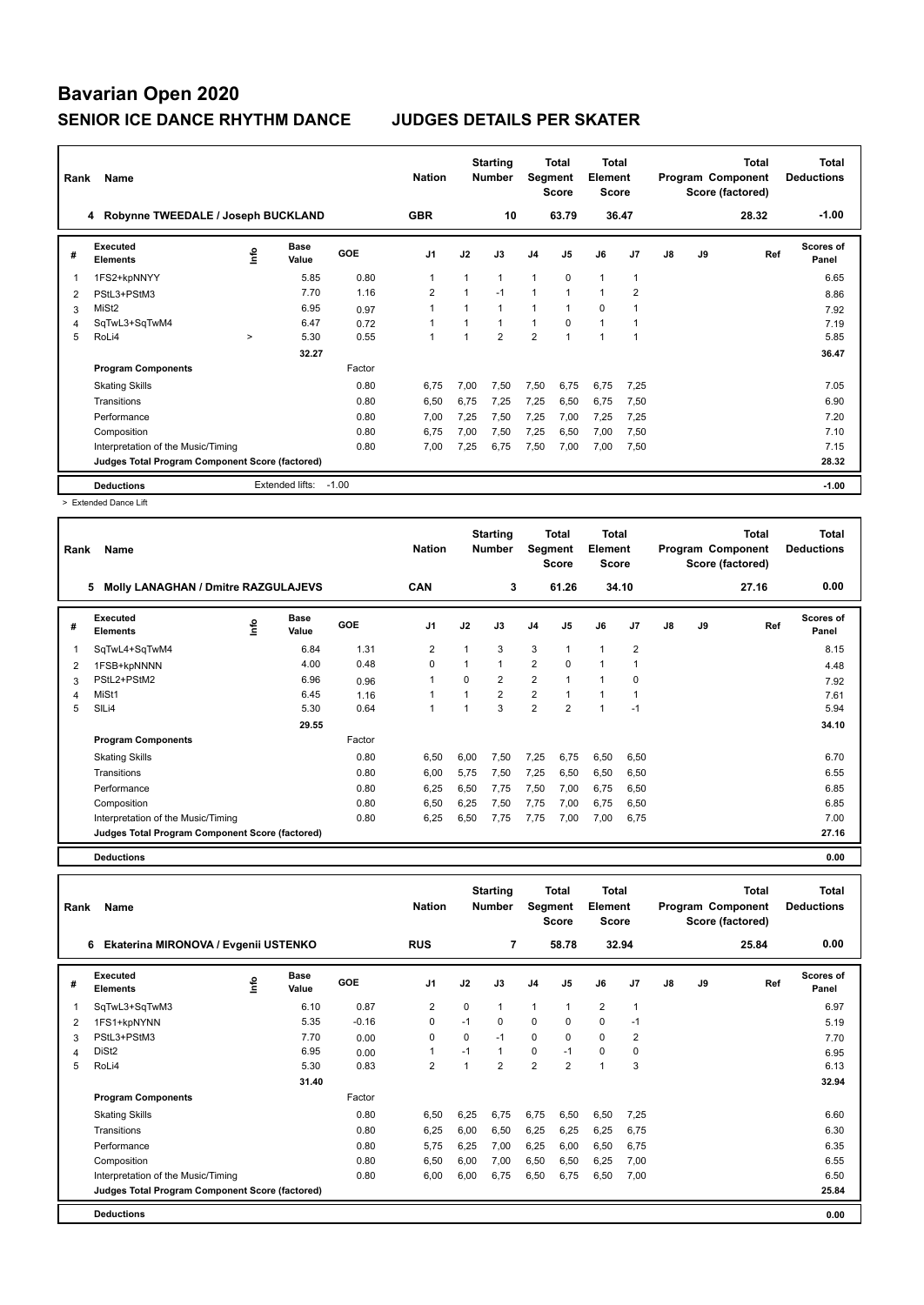# Bavarian Open 2020

## SENIOR ICE DANCE RHYTHM DANCE JUDGES DETAILS PER SKATER

| Rank | Name | Nation | Starting Number | Total Segment Score | Total Element Score | Total Program Component Score (factored) | Total Deductions |
|---|---|---|---|---|---|---|---|
| 4 | Robynne TWEEDALE / Joseph BUCKLAND | GBR | 10 | 63.79 | 36.47 | 28.32 | -1.00 |

| # | Executed Elements | Info | Base Value | GOE | J1 | J2 | J3 | J4 | J5 | J6 | J7 | J8 | J9 | Ref | Scores of Panel |
|---|---|---|---|---|---|---|---|---|---|---|---|---|---|---|---|
| 1 | 1FS2+kpNNYY | | 5.85 | 0.80 | 1 | 1 | 1 | 1 | 0 | 1 | 1 | | | | 6.65 |
| 2 | PStL3+PStM3 | | 7.70 | 1.16 | 2 | 1 | -1 | 1 | 1 | 1 | 2 | | | | 8.86 |
| 3 | MiSt2 | | 6.95 | 0.97 | 1 | 1 | 1 | 1 | 1 | 0 | 1 | | | | 7.92 |
| 4 | SqTwL3+SqTwM4 | | 6.47 | 0.72 | 1 | 1 | 1 | 1 | 0 | 1 | 1 | | | | 7.19 |
| 5 | RoLi4 | > | 5.30 | 0.55 | 1 | 1 | 2 | 2 | 1 | 1 | 1 | | | | 5.85 |
| | | | 32.27 | | | | | | | | | | | | 36.47 |

| Program Components | Factor | J1 | J2 | J3 | J4 | J5 | J6 | J7 | J8 | J9 | Scores of Panel |
|---|---|---|---|---|---|---|---|---|---|---|---|
| Skating Skills | 0.80 | 6,75 | 7,00 | 7,50 | 7,50 | 6,75 | 6,75 | 7,25 | | | 7.05 |
| Transitions | 0.80 | 6,50 | 6,75 | 7,25 | 7,25 | 6,50 | 6,75 | 7,50 | | | 6.90 |
| Performance | 0.80 | 7,00 | 7,25 | 7,50 | 7,25 | 7,00 | 7,25 | 7,25 | | | 7.20 |
| Composition | 0.80 | 6,75 | 7,00 | 7,50 | 7,25 | 6,50 | 7,00 | 7,50 | | | 7.10 |
| Interpretation of the Music/Timing | 0.80 | 7,00 | 7,25 | 6,75 | 7,50 | 7,00 | 7,00 | 7,50 | | | 7.15 |
| Judges Total Program Component Score (factored) | | | | | | | | | | | 28.32 |

**Deductions** Extended lifts: -1.00 — **-1.00**

> Extended Dance Lift

| Rank | Name | Nation | Starting Number | Total Segment Score | Total Element Score | Total Program Component Score (factored) | Total Deductions |
|---|---|---|---|---|---|---|---|
| 5 | Molly LANAGHAN / Dmitre RAZGULAJEVS | CAN | 3 | 61.26 | 34.10 | 27.16 | 0.00 |

| # | Executed Elements | Info | Base Value | GOE | J1 | J2 | J3 | J4 | J5 | J6 | J7 | J8 | J9 | Ref | Scores of Panel |
|---|---|---|---|---|---|---|---|---|---|---|---|---|---|---|---|
| 1 | SqTwL4+SqTwM4 | | 6.84 | 1.31 | 2 | 1 | 3 | 3 | 1 | 1 | 2 | | | | 8.15 |
| 2 | 1FSB+kpNNNN | | 4.00 | 0.48 | 0 | 1 | 1 | 2 | 0 | 1 | 1 | | | | 4.48 |
| 3 | PStL2+PStM2 | | 6.96 | 0.96 | 1 | 0 | 2 | 2 | 1 | 1 | 0 | | | | 7.92 |
| 4 | MiSt1 | | 6.45 | 1.16 | 1 | 1 | 2 | 2 | 1 | 1 | 1 | | | | 7.61 |
| 5 | SlLi4 | | 5.30 | 0.64 | 1 | 1 | 3 | 2 | 2 | 1 | -1 | | | | 5.94 |
| | | | 29.55 | | | | | | | | | | | | 34.10 |

| Program Components | Factor | J1 | J2 | J3 | J4 | J5 | J6 | J7 | J8 | J9 | Scores of Panel |
|---|---|---|---|---|---|---|---|---|---|---|---|
| Skating Skills | 0.80 | 6,50 | 6,00 | 7,50 | 7,25 | 6,75 | 6,50 | 6,50 | | | 6.70 |
| Transitions | 0.80 | 6,00 | 5,75 | 7,50 | 7,25 | 6,50 | 6,50 | 6,50 | | | 6.55 |
| Performance | 0.80 | 6,25 | 6,50 | 7,75 | 7,50 | 7,00 | 6,75 | 6,50 | | | 6.85 |
| Composition | 0.80 | 6,50 | 6,25 | 7,50 | 7,75 | 7,00 | 6,75 | 6,50 | | | 6.85 |
| Interpretation of the Music/Timing | 0.80 | 6,25 | 6,50 | 7,75 | 7,75 | 7,00 | 7,00 | 6,75 | | | 7.00 |
| Judges Total Program Component Score (factored) | | | | | | | | | | | 27.16 |

**Deductions** — **0.00**

| Rank | Name | Nation | Starting Number | Total Segment Score | Total Element Score | Total Program Component Score (factored) | Total Deductions |
|---|---|---|---|---|---|---|---|
| 6 | Ekaterina MIRONOVA / Evgenii USTENKO | RUS | 7 | 58.78 | 32.94 | 25.84 | 0.00 |

| # | Executed Elements | Info | Base Value | GOE | J1 | J2 | J3 | J4 | J5 | J6 | J7 | J8 | J9 | Ref | Scores of Panel |
|---|---|---|---|---|---|---|---|---|---|---|---|---|---|---|---|
| 1 | SqTwL3+SqTwM3 | | 6.10 | 0.87 | 2 | 0 | 1 | 1 | 1 | 2 | 1 | | | | 6.97 |
| 2 | 1FS1+kpNYNN | | 5.35 | -0.16 | 0 | -1 | 0 | 0 | 0 | 0 | -1 | | | | 5.19 |
| 3 | PStL3+PStM3 | | 7.70 | 0.00 | 0 | 0 | -1 | 0 | 0 | 0 | 2 | | | | 7.70 |
| 4 | DiSt2 | | 6.95 | 0.00 | 1 | -1 | 1 | 0 | -1 | 0 | 0 | | | | 6.95 |
| 5 | RoLi4 | | 5.30 | 0.83 | 2 | 1 | 2 | 2 | 2 | 1 | 3 | | | | 6.13 |
| | | | 31.40 | | | | | | | | | | | | 32.94 |

| Program Components | Factor | J1 | J2 | J3 | J4 | J5 | J6 | J7 | J8 | J9 | Scores of Panel |
|---|---|---|---|---|---|---|---|---|---|---|---|
| Skating Skills | 0.80 | 6,50 | 6,25 | 6,75 | 6,75 | 6,50 | 6,50 | 7,25 | | | 6.60 |
| Transitions | 0.80 | 6,25 | 6,00 | 6,50 | 6,25 | 6,25 | 6,25 | 6,75 | | | 6.30 |
| Performance | 0.80 | 5,75 | 6,25 | 7,00 | 6,25 | 6,00 | 6,50 | 6,75 | | | 6.35 |
| Composition | 0.80 | 6,50 | 6,00 | 7,00 | 6,50 | 6,50 | 6,25 | 7,00 | | | 6.55 |
| Interpretation of the Music/Timing | 0.80 | 6,00 | 6,00 | 6,75 | 6,50 | 6,75 | 6,50 | 7,00 | | | 6.50 |
| Judges Total Program Component Score (factored) | | | | | | | | | | | 25.84 |

**Deductions** — **0.00**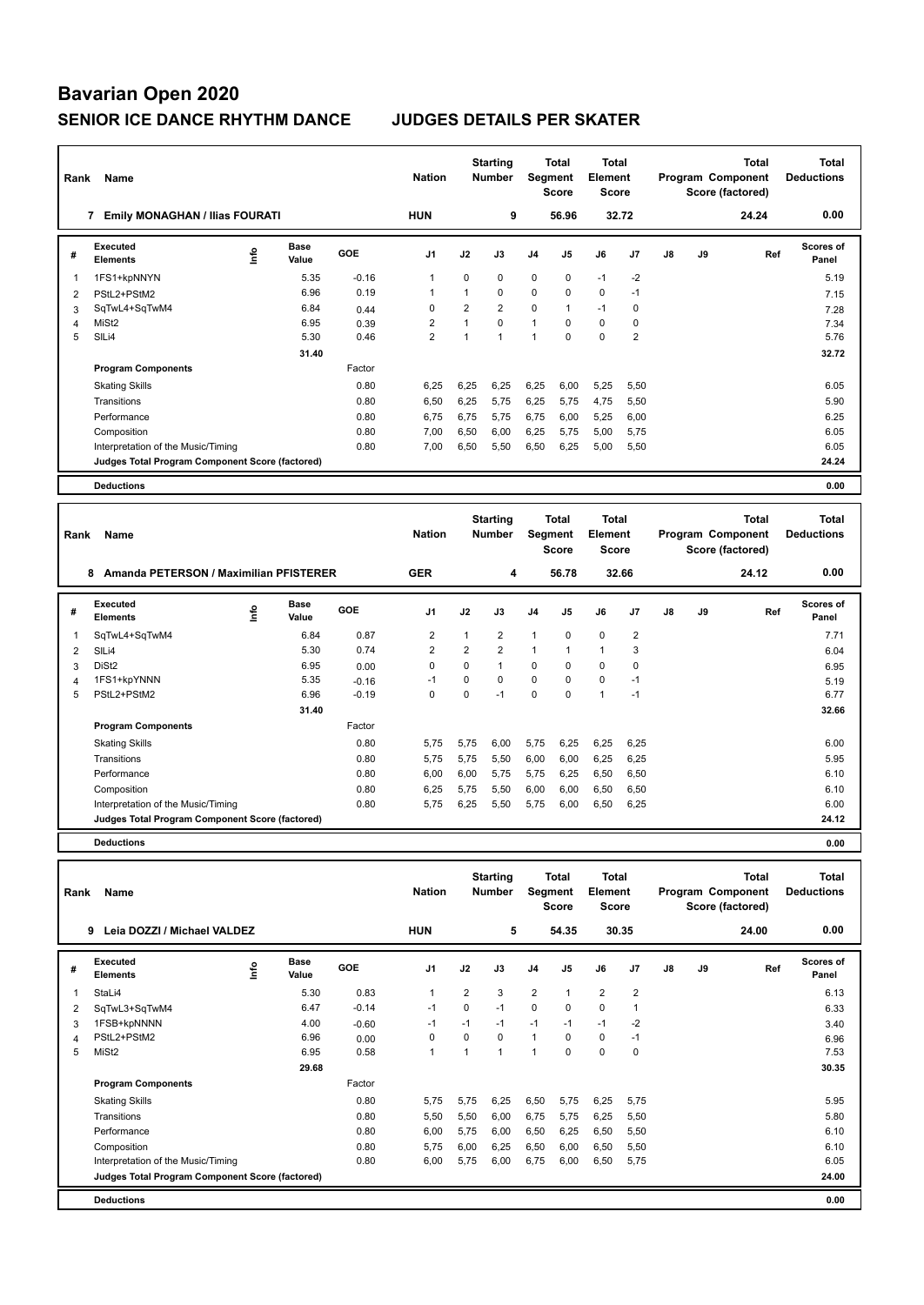# Bavarian Open 2020

## SENIOR ICE DANCE RHYTHM DANCE — JUDGES DETAILS PER SKATER

| Rank | Name | Nation | Starting Number | Total Segment Score | Total Element Score | Total Program Component Score (factored) | Total Deductions |
|---|---|---|---|---|---|---|---|
| 7 | Emily MONAGHAN / Ilias FOURATI | HUN | 9 | 56.96 | 32.72 | 24.24 | 0.00 |

| # | Executed Elements | Info | Base Value | GOE | J1 | J2 | J3 | J4 | J5 | J6 | J7 | J8 | J9 | Ref | Scores of Panel |
|---|---|---|---|---|---|---|---|---|---|---|---|---|---|---|---|
| 1 | 1FS1+kpNNYN | | 5.35 | -0.16 | 1 | 0 | 0 | 0 | 0 | -1 | -2 | | | | 5.19 |
| 2 | PStL2+PStM2 | | 6.96 | 0.19 | 1 | 1 | 0 | 0 | 0 | 0 | -1 | | | | 7.15 |
| 3 | SqTwL4+SqTwM4 | | 6.84 | 0.44 | 0 | 2 | 2 | 0 | 1 | -1 | 0 | | | | 7.28 |
| 4 | MiSt2 | | 6.95 | 0.39 | 2 | 1 | 0 | 1 | 0 | 0 | 0 | | | | 7.34 |
| 5 | SlLi4 | | 5.30 | 0.46 | 2 | 1 | 1 | 1 | 0 | 0 | 2 | | | | 5.76 |
| | | | 31.40 | | | | | | | | | | | | 32.72 |
| | **Program Components** | | | Factor | | | | | | | | | | | |
| | Skating Skills | | | 0.80 | 6,25 | 6,25 | 6,25 | 6,25 | 6,00 | 5,25 | 5,50 | | | | 6.05 |
| | Transitions | | | 0.80 | 6,50 | 6,25 | 5,75 | 6,25 | 5,75 | 4,75 | 5,50 | | | | 5.90 |
| | Performance | | | 0.80 | 6,75 | 6,75 | 5,75 | 6,75 | 6,00 | 5,25 | 6,00 | | | | 6.25 |
| | Composition | | | 0.80 | 7,00 | 6,50 | 6,00 | 6,25 | 5,75 | 5,00 | 5,75 | | | | 6.05 |
| | Interpretation of the Music/Timing | | | 0.80 | 7,00 | 6,50 | 5,50 | 6,50 | 6,25 | 5,00 | 5,50 | | | | 6.05 |
| | **Judges Total Program Component Score (factored)** | | | | | | | | | | | | | | 24.24 |
| | **Deductions** | | | | | | | | | | | | | | 0.00 |

| Rank | Name | Nation | Starting Number | Total Segment Score | Total Element Score | Total Program Component Score (factored) | Total Deductions |
|---|---|---|---|---|---|---|---|
| 8 | Amanda PETERSON / Maximilian PFISTERER | GER | 4 | 56.78 | 32.66 | 24.12 | 0.00 |

| # | Executed Elements | Info | Base Value | GOE | J1 | J2 | J3 | J4 | J5 | J6 | J7 | J8 | J9 | Ref | Scores of Panel |
|---|---|---|---|---|---|---|---|---|---|---|---|---|---|---|---|
| 1 | SqTwL4+SqTwM4 | | 6.84 | 0.87 | 2 | 1 | 2 | 1 | 0 | 0 | 2 | | | | 7.71 |
| 2 | SlLi4 | | 5.30 | 0.74 | 2 | 2 | 2 | 1 | 1 | 1 | 3 | | | | 6.04 |
| 3 | DiSt2 | | 6.95 | 0.00 | 0 | 0 | 1 | 0 | 0 | 0 | 0 | | | | 6.95 |
| 4 | 1FS1+kpYNNN | | 5.35 | -0.16 | -1 | 0 | 0 | 0 | 0 | 0 | -1 | | | | 5.19 |
| 5 | PStL2+PStM2 | | 6.96 | -0.19 | 0 | 0 | -1 | 0 | 0 | 1 | -1 | | | | 6.77 |
| | | | 31.40 | | | | | | | | | | | | 32.66 |
| | **Program Components** | | | Factor | | | | | | | | | | | |
| | Skating Skills | | | 0.80 | 5,75 | 5,75 | 6,00 | 5,75 | 6,25 | 6,25 | 6,25 | | | | 6.00 |
| | Transitions | | | 0.80 | 5,75 | 5,75 | 5,50 | 6,00 | 6,00 | 6,25 | 6,25 | | | | 5.95 |
| | Performance | | | 0.80 | 6,00 | 6,00 | 5,75 | 5,75 | 6,25 | 6,50 | 6,50 | | | | 6.10 |
| | Composition | | | 0.80 | 6,25 | 5,75 | 5,50 | 6,00 | 6,00 | 6,50 | 6,50 | | | | 6.10 |
| | Interpretation of the Music/Timing | | | 0.80 | 5,75 | 6,25 | 5,50 | 5,75 | 6,00 | 6,50 | 6,25 | | | | 6.00 |
| | **Judges Total Program Component Score (factored)** | | | | | | | | | | | | | | 24.12 |
| | **Deductions** | | | | | | | | | | | | | | 0.00 |

| Rank | Name | Nation | Starting Number | Total Segment Score | Total Element Score | Total Program Component Score (factored) | Total Deductions |
|---|---|---|---|---|---|---|---|
| 9 | Leia DOZZI / Michael VALDEZ | HUN | 5 | 54.35 | 30.35 | 24.00 | 0.00 |

| # | Executed Elements | Info | Base Value | GOE | J1 | J2 | J3 | J4 | J5 | J6 | J7 | J8 | J9 | Ref | Scores of Panel |
|---|---|---|---|---|---|---|---|---|---|---|---|---|---|---|---|
| 1 | StaLi4 | | 5.30 | 0.83 | 1 | 2 | 3 | 2 | 1 | 2 | 2 | | | | 6.13 |
| 2 | SqTwL3+SqTwM4 | | 6.47 | -0.14 | -1 | 0 | -1 | 0 | 0 | 0 | 1 | | | | 6.33 |
| 3 | 1FSB+kpNNNN | | 4.00 | -0.60 | -1 | -1 | -1 | -1 | -1 | -1 | -2 | | | | 3.40 |
| 4 | PStL2+PStM2 | | 6.96 | 0.00 | 0 | 0 | 0 | 1 | 0 | 0 | -1 | | | | 6.96 |
| 5 | MiSt2 | | 6.95 | 0.58 | 1 | 1 | 1 | 1 | 0 | 0 | 0 | | | | 7.53 |
| | | | 29.68 | | | | | | | | | | | | 30.35 |
| | **Program Components** | | | Factor | | | | | | | | | | | |
| | Skating Skills | | | 0.80 | 5,75 | 5,75 | 6,25 | 6,50 | 5,75 | 6,25 | 5,75 | | | | 5.95 |
| | Transitions | | | 0.80 | 5,50 | 5,50 | 6,00 | 6,75 | 5,75 | 6,25 | 5,50 | | | | 5.80 |
| | Performance | | | 0.80 | 6,00 | 5,75 | 6,00 | 6,50 | 6,25 | 6,50 | 5,50 | | | | 6.10 |
| | Composition | | | 0.80 | 5,75 | 6,00 | 6,25 | 6,50 | 6,00 | 6,50 | 5,50 | | | | 6.10 |
| | Interpretation of the Music/Timing | | | 0.80 | 6,00 | 5,75 | 6,00 | 6,75 | 6,00 | 6,50 | 5,75 | | | | 6.05 |
| | **Judges Total Program Component Score (factored)** | | | | | | | | | | | | | | 24.00 |
| | **Deductions** | | | | | | | | | | | | | | 0.00 |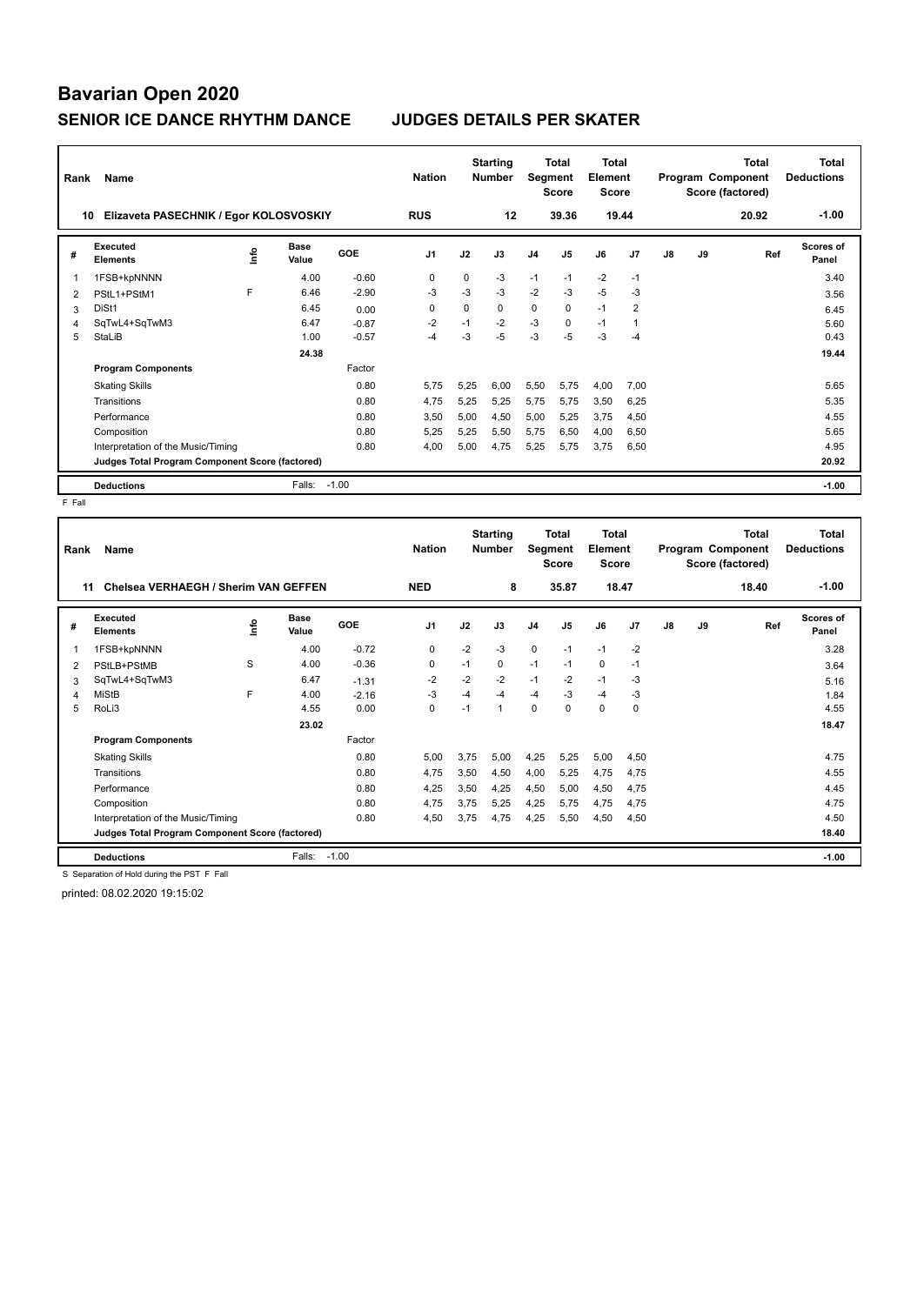# Bavarian Open 2020

## SENIOR ICE DANCE RHYTHM DANCE JUDGES DETAILS PER SKATER

| Rank | Name | Nation | Starting Number | Total Segment Score | Total Element Score | Total Program Component Score (factored) | Total Deductions |
|---|---|---|---|---|---|---|---|
| 10 | Elizaveta PASECHNIK / Egor KOLOSOVSKIY | RUS | 12 | 39.36 | 19.44 | 20.92 | -1.00 |

| # | Executed Elements | Info | Base Value | GOE | J1 | J2 | J3 | J4 | J5 | J6 | J7 | J8 | J9 | Ref | Scores of Panel |
|---|---|---|---|---|---|---|---|---|---|---|---|---|---|---|---|
| 1 | 1FSB+kpNNNN | | 4.00 | -0.60 | 0 | 0 | -3 | -1 | -1 | -2 | -1 | | | | 3.40 |
| 2 | PStL1+PStM1 | F | 6.46 | -2.90 | -3 | -3 | -3 | -2 | -3 | -5 | -3 | | | | 3.56 |
| 3 | DiSt1 | | 6.45 | 0.00 | 0 | 0 | 0 | 0 | 0 | -1 | 2 | | | | 6.45 |
| 4 | SqTwL4+SqTwM3 | | 6.47 | -0.87 | -2 | -1 | -2 | -3 | 0 | -1 | 1 | | | | 5.60 |
| 5 | StaLiB | | 1.00 | -0.57 | -4 | -3 | -5 | -3 | -5 | -3 | -4 | | | | 0.43 |
| | | | 24.38 | | | | | | | | | | | | 19.44 |
| | **Program Components** | | | Factor | | | | | | | | | | | |
| | Skating Skills | | | 0.80 | 5,75 | 5,25 | 6,00 | 5,50 | 5,75 | 4,00 | 7,00 | | | | 5.65 |
| | Transitions | | | 0.80 | 4,75 | 5,25 | 5,25 | 5,75 | 5,75 | 3,50 | 6,25 | | | | 5.35 |
| | Performance | | | 0.80 | 3,50 | 5,00 | 4,50 | 5,00 | 5,25 | 3,75 | 4,50 | | | | 4.55 |
| | Composition | | | 0.80 | 5,25 | 5,25 | 5,50 | 5,75 | 6,50 | 4,00 | 6,50 | | | | 5.65 |
| | Interpretation of the Music/Timing | | | 0.80 | 4,00 | 5,00 | 4,75 | 5,25 | 5,75 | 3,75 | 6,50 | | | | 4.95 |
| | **Judges Total Program Component Score (factored)** | | | | | | | | | | | | | | 20.92 |
| | **Deductions** | | Falls: | -1.00 | | | | | | | | | | | -1.00 |

F Fall

| Rank | Name | Nation | Starting Number | Total Segment Score | Total Element Score | Total Program Component Score (factored) | Total Deductions |
|---|---|---|---|---|---|---|---|
| 11 | Chelsea VERHAEGH / Sherim VAN GEFFEN | NED | 8 | 35.87 | 18.47 | 18.40 | -1.00 |

| # | Executed Elements | Info | Base Value | GOE | J1 | J2 | J3 | J4 | J5 | J6 | J7 | J8 | J9 | Ref | Scores of Panel |
|---|---|---|---|---|---|---|---|---|---|---|---|---|---|---|---|
| 1 | 1FSB+kpNNNN | | 4.00 | -0.72 | 0 | -2 | -3 | 0 | -1 | -1 | -2 | | | | 3.28 |
| 2 | PStLB+PStMB | S | 4.00 | -0.36 | 0 | -1 | 0 | -1 | -1 | 0 | -1 | | | | 3.64 |
| 3 | SqTwL4+SqTwM3 | | 6.47 | -1.31 | -2 | -2 | -2 | -1 | -2 | -1 | -3 | | | | 5.16 |
| 4 | MiStB | F | 4.00 | -2.16 | -3 | -4 | -4 | -4 | -3 | -4 | -3 | | | | 1.84 |
| 5 | RoLi3 | | 4.55 | 0.00 | 0 | -1 | 1 | 0 | 0 | 0 | 0 | | | | 4.55 |
| | | | 23.02 | | | | | | | | | | | | 18.47 |
| | **Program Components** | | | Factor | | | | | | | | | | | |
| | Skating Skills | | | 0.80 | 5,00 | 3,75 | 5,00 | 4,25 | 5,25 | 5,00 | 4,50 | | | | 4.75 |
| | Transitions | | | 0.80 | 4,75 | 3,50 | 4,50 | 4,00 | 5,25 | 4,75 | 4,75 | | | | 4.55 |
| | Performance | | | 0.80 | 4,25 | 3,50 | 4,25 | 4,50 | 5,00 | 4,50 | 4,75 | | | | 4.45 |
| | Composition | | | 0.80 | 4,75 | 3,75 | 5,25 | 4,25 | 5,75 | 4,75 | 4,75 | | | | 4.75 |
| | Interpretation of the Music/Timing | | | 0.80 | 4,50 | 3,75 | 4,75 | 4,25 | 5,50 | 4,50 | 4,50 | | | | 4.50 |
| | **Judges Total Program Component Score (factored)** | | | | | | | | | | | | | | 18.40 |
| | **Deductions** | | Falls: | -1.00 | | | | | | | | | | | -1.00 |

S Separation of Hold during the PST F Fall

printed: 08.02.2020 19:15:02